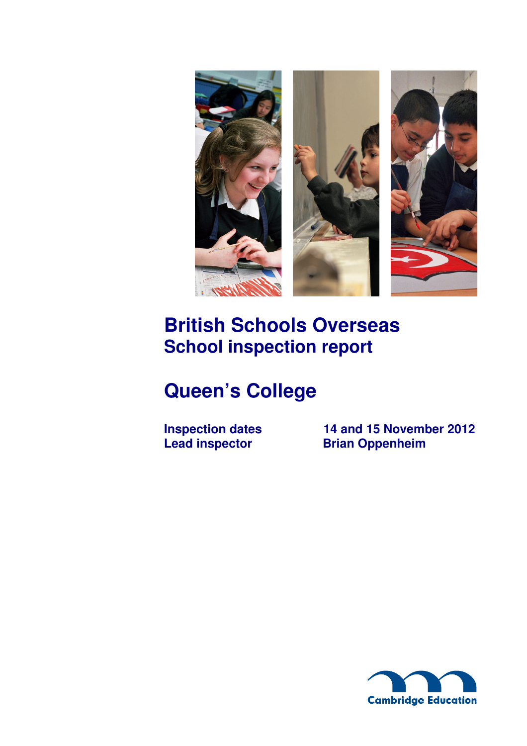# British Schools Overseas
## School inspection report

# Queen's College

| | |
|---|---|
| **Inspection dates** | **14 and 15 November 2012** |
| **Lead inspector** | **Brian Oppenheim** |

Cambridge Education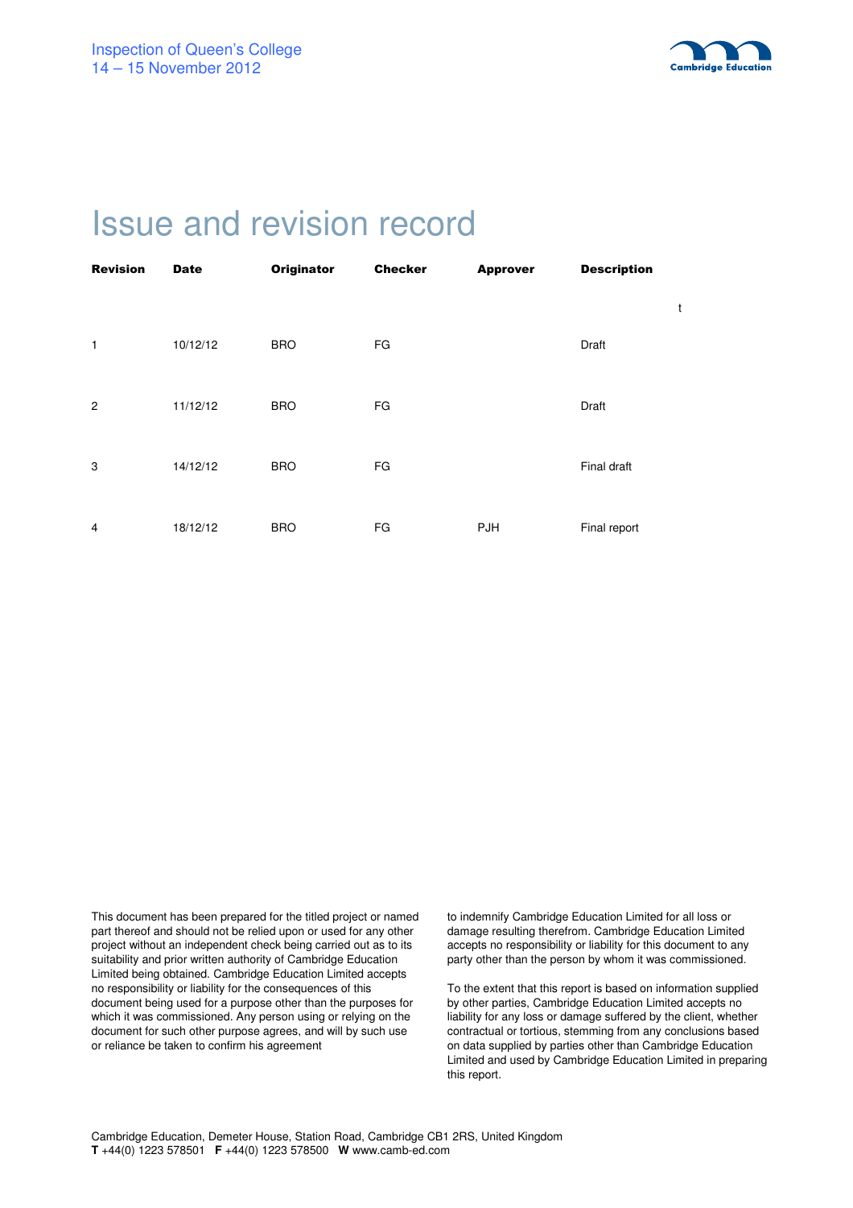# Issue and revision record

| Revision | Date | Originator | Checker | Approver | Description |
|---|---|---|---|---|---|
| | | | | | t |
| 1 | 10/12/12 | BRO | FG | | Draft |
| 2 | 11/12/12 | BRO | FG | | Draft |
| 3 | 14/12/12 | BRO | FG | | Final draft |
| 4 | 18/12/12 | BRO | FG | PJH | Final report |

This document has been prepared for the titled project or named part thereof and should not be relied upon or used for any other project without an independent check being carried out as to its suitability and prior written authority of Cambridge Education Limited being obtained. Cambridge Education Limited accepts no responsibility or liability for the consequences of this document being used for a purpose other than the purposes for which it was commissioned. Any person using or relying on the document for such other purpose agrees, and will by such use or reliance be taken to confirm his agreement to indemnify Cambridge Education Limited for all loss or damage resulting therefrom. Cambridge Education Limited accepts no responsibility or liability for this document to any party other than the person by whom it was commissioned.

To the extent that this report is based on information supplied by other parties, Cambridge Education Limited accepts no liability for any loss or damage suffered by the client, whether contractual or tortious, stemming from any conclusions based on data supplied by parties other than Cambridge Education Limited and used by Cambridge Education Limited in preparing this report.

Cambridge Education, Demeter House, Station Road, Cambridge CB1 2RS, United Kingdom
**T** +44(0) 1223 578501 **F** +44(0) 1223 578500 **W** www.camb-ed.com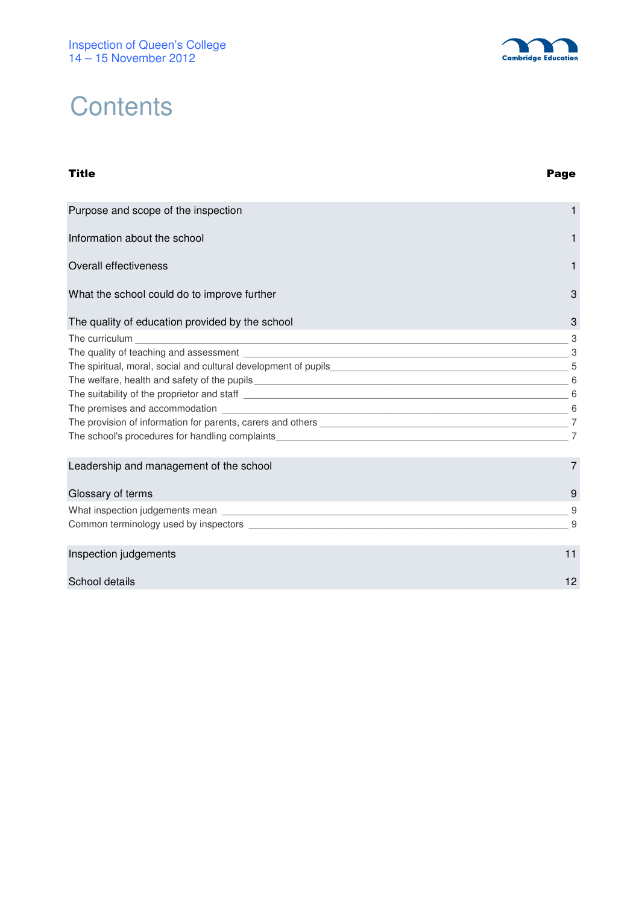# Contents

| Title | Page |
|---|---|
| Purpose and scope of the inspection | 1 |
| Information about the school | 1 |
| Overall effectiveness | 1 |
| What the school could do to improve further | 3 |
| The quality of education provided by the school | 3 |
| The curriculum | 3 |
| The quality of teaching and assessment | 3 |
| The spiritual, moral, social and cultural development of pupils | 5 |
| The welfare, health and safety of the pupils | 6 |
| The suitability of the proprietor and staff | 6 |
| The premises and accommodation | 6 |
| The provision of information for parents, carers and others | 7 |
| The school's procedures for handling complaints | 7 |
| Leadership and management of the school | 7 |
| Glossary of terms | 9 |
| What inspection judgements mean | 9 |
| Common terminology used by inspectors | 9 |
| Inspection judgements | 11 |
| School details | 12 |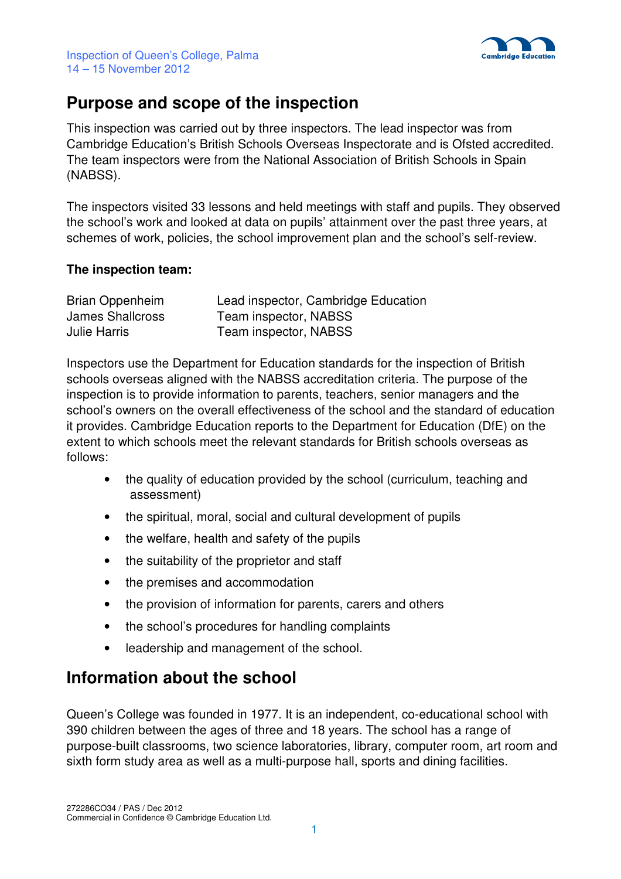## Purpose and scope of the inspection

This inspection was carried out by three inspectors. The lead inspector was from Cambridge Education's British Schools Overseas Inspectorate and is Ofsted accredited. The team inspectors were from the National Association of British Schools in Spain (NABSS).

The inspectors visited 33 lessons and held meetings with staff and pupils. They observed the school's work and looked at data on pupils' attainment over the past three years, at schemes of work, policies, the school improvement plan and the school's self-review.

**The inspection team:**

| | |
|---|---|
| Brian Oppenheim | Lead inspector, Cambridge Education |
| James Shallcross | Team inspector, NABSS |
| Julie Harris | Team inspector, NABSS |

Inspectors use the Department for Education standards for the inspection of British schools overseas aligned with the NABSS accreditation criteria. The purpose of the inspection is to provide information to parents, teachers, senior managers and the school's owners on the overall effectiveness of the school and the standard of education it provides. Cambridge Education reports to the Department for Education (DfE) on the extent to which schools meet the relevant standards for British schools overseas as follows:

- the quality of education provided by the school (curriculum, teaching and assessment)
- the spiritual, moral, social and cultural development of pupils
- the welfare, health and safety of the pupils
- the suitability of the proprietor and staff
- the premises and accommodation
- the provision of information for parents, carers and others
- the school's procedures for handling complaints
- leadership and management of the school.

## Information about the school

Queen's College was founded in 1977. It is an independent, co-educational school with 390 children between the ages of three and 18 years. The school has a range of purpose-built classrooms, two science laboratories, library, computer room, art room and sixth form study area as well as a multi-purpose hall, sports and dining facilities.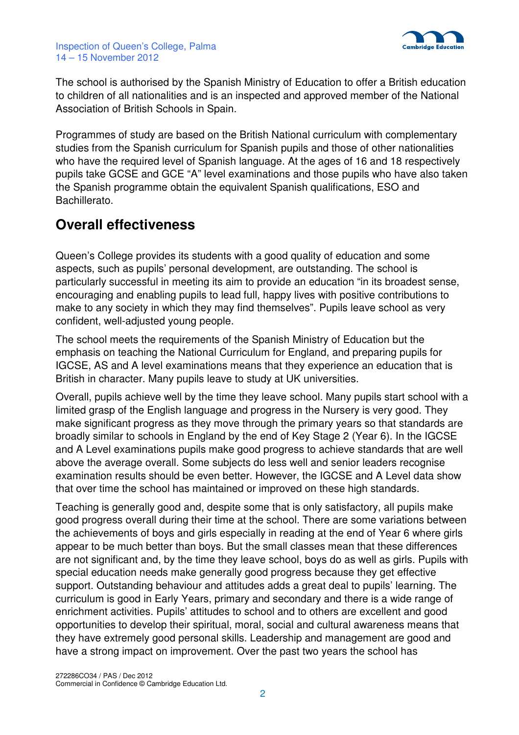The school is authorised by the Spanish Ministry of Education to offer a British education to children of all nationalities and is an inspected and approved member of the National Association of British Schools in Spain.

Programmes of study are based on the British National curriculum with complementary studies from the Spanish curriculum for Spanish pupils and those of other nationalities who have the required level of Spanish language. At the ages of 16 and 18 respectively pupils take GCSE and GCE "A" level examinations and those pupils who have also taken the Spanish programme obtain the equivalent Spanish qualifications, ESO and Bachillerato.

## Overall effectiveness

Queen's College provides its students with a good quality of education and some aspects, such as pupils' personal development, are outstanding. The school is particularly successful in meeting its aim to provide an education "in its broadest sense, encouraging and enabling pupils to lead full, happy lives with positive contributions to make to any society in which they may find themselves". Pupils leave school as very confident, well-adjusted young people.

The school meets the requirements of the Spanish Ministry of Education but the emphasis on teaching the National Curriculum for England, and preparing pupils for IGCSE, AS and A level examinations means that they experience an education that is British in character. Many pupils leave to study at UK universities.

Overall, pupils achieve well by the time they leave school. Many pupils start school with a limited grasp of the English language and progress in the Nursery is very good. They make significant progress as they move through the primary years so that standards are broadly similar to schools in England by the end of Key Stage 2 (Year 6). In the IGCSE and A Level examinations pupils make good progress to achieve standards that are well above the average overall. Some subjects do less well and senior leaders recognise examination results should be even better. However, the IGCSE and A Level data show that over time the school has maintained or improved on these high standards.

Teaching is generally good and, despite some that is only satisfactory, all pupils make good progress overall during their time at the school. There are some variations between the achievements of boys and girls especially in reading at the end of Year 6 where girls appear to be much better than boys. But the small classes mean that these differences are not significant and, by the time they leave school, boys do as well as girls. Pupils with special education needs make generally good progress because they get effective support. Outstanding behaviour and attitudes adds a great deal to pupils' learning. The curriculum is good in Early Years, primary and secondary and there is a wide range of enrichment activities. Pupils' attitudes to school and to others are excellent and good opportunities to develop their spiritual, moral, social and cultural awareness means that they have extremely good personal skills. Leadership and management are good and have a strong impact on improvement. Over the past two years the school has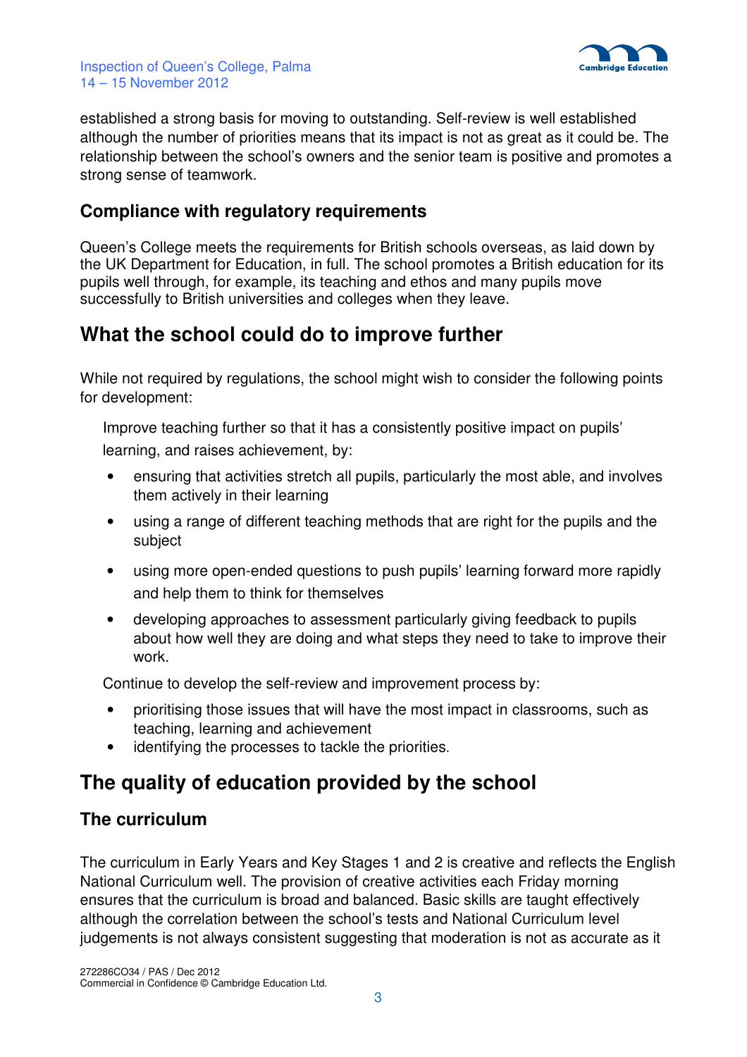established a strong basis for moving to outstanding. Self-review is well established although the number of priorities means that its impact is not as great as it could be. The relationship between the school's owners and the senior team is positive and promotes a strong sense of teamwork.

### Compliance with regulatory requirements

Queen's College meets the requirements for British schools overseas, as laid down by the UK Department for Education, in full. The school promotes a British education for its pupils well through, for example, its teaching and ethos and many pupils move successfully to British universities and colleges when they leave.

## What the school could do to improve further

While not required by regulations, the school might wish to consider the following points for development:

Improve teaching further so that it has a consistently positive impact on pupils' learning, and raises achievement, by:

- ensuring that activities stretch all pupils, particularly the most able, and involves them actively in their learning
- using a range of different teaching methods that are right for the pupils and the subject
- using more open-ended questions to push pupils' learning forward more rapidly and help them to think for themselves
- developing approaches to assessment particularly giving feedback to pupils about how well they are doing and what steps they need to take to improve their work.

Continue to develop the self-review and improvement process by:

- prioritising those issues that will have the most impact in classrooms, such as teaching, learning and achievement
- identifying the processes to tackle the priorities.

## The quality of education provided by the school

### The curriculum

The curriculum in Early Years and Key Stages 1 and 2 is creative and reflects the English National Curriculum well. The provision of creative activities each Friday morning ensures that the curriculum is broad and balanced. Basic skills are taught effectively although the correlation between the school's tests and National Curriculum level judgements is not always consistent suggesting that moderation is not as accurate as it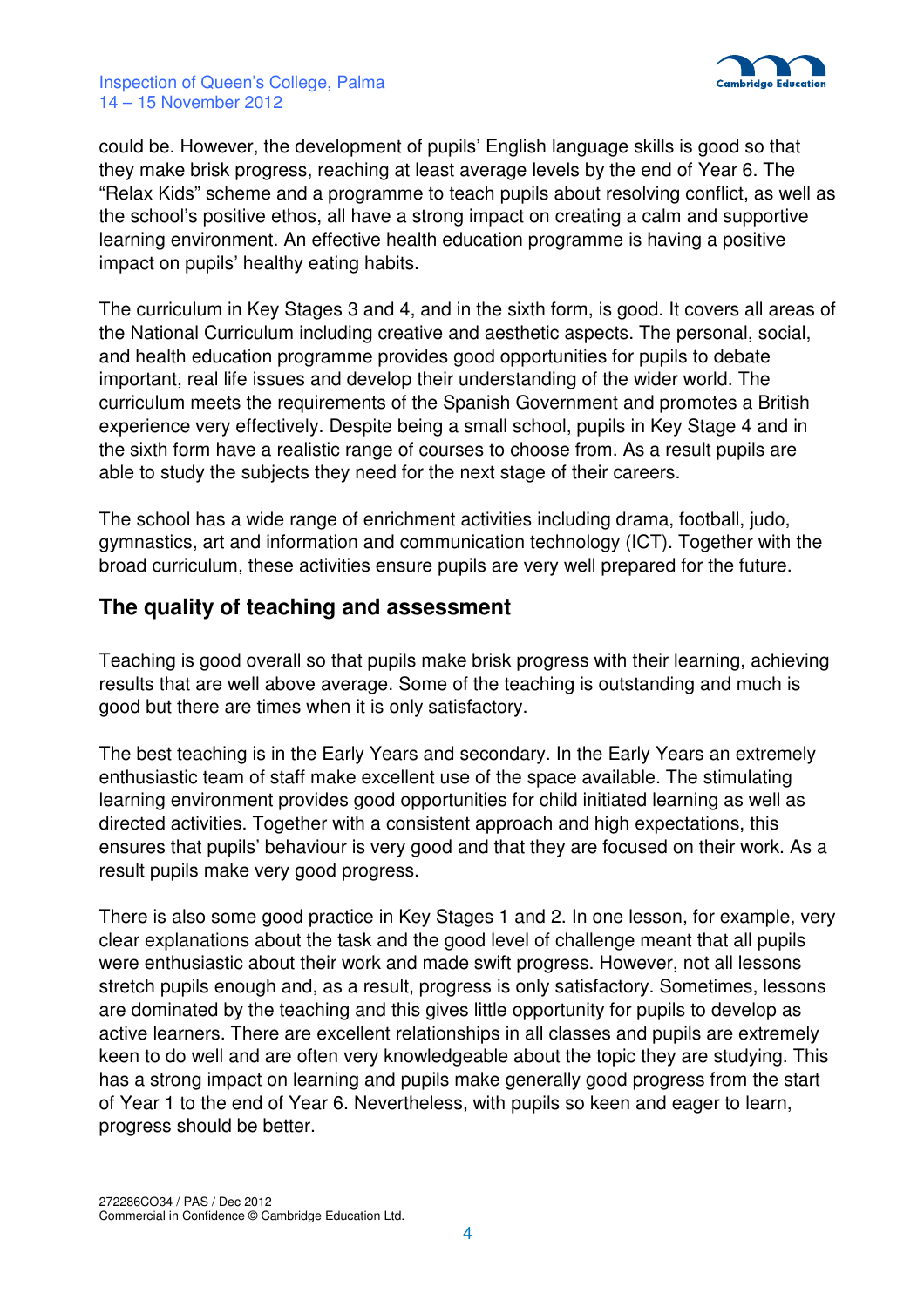could be. However, the development of pupils' English language skills is good so that they make brisk progress, reaching at least average levels by the end of Year 6. The "Relax Kids" scheme and a programme to teach pupils about resolving conflict, as well as the school's positive ethos, all have a strong impact on creating a calm and supportive learning environment. An effective health education programme is having a positive impact on pupils' healthy eating habits.

The curriculum in Key Stages 3 and 4, and in the sixth form, is good. It covers all areas of the National Curriculum including creative and aesthetic aspects. The personal, social, and health education programme provides good opportunities for pupils to debate important, real life issues and develop their understanding of the wider world. The curriculum meets the requirements of the Spanish Government and promotes a British experience very effectively. Despite being a small school, pupils in Key Stage 4 and in the sixth form have a realistic range of courses to choose from. As a result pupils are able to study the subjects they need for the next stage of their careers.

The school has a wide range of enrichment activities including drama, football, judo, gymnastics, art and information and communication technology (ICT). Together with the broad curriculum, these activities ensure pupils are very well prepared for the future.

## The quality of teaching and assessment

Teaching is good overall so that pupils make brisk progress with their learning, achieving results that are well above average. Some of the teaching is outstanding and much is good but there are times when it is only satisfactory.

The best teaching is in the Early Years and secondary. In the Early Years an extremely enthusiastic team of staff make excellent use of the space available. The stimulating learning environment provides good opportunities for child initiated learning as well as directed activities. Together with a consistent approach and high expectations, this ensures that pupils' behaviour is very good and that they are focused on their work. As a result pupils make very good progress.

There is also some good practice in Key Stages 1 and 2. In one lesson, for example, very clear explanations about the task and the good level of challenge meant that all pupils were enthusiastic about their work and made swift progress. However, not all lessons stretch pupils enough and, as a result, progress is only satisfactory. Sometimes, lessons are dominated by the teaching and this gives little opportunity for pupils to develop as active learners. There are excellent relationships in all classes and pupils are extremely keen to do well and are often very knowledgeable about the topic they are studying. This has a strong impact on learning and pupils make generally good progress from the start of Year 1 to the end of Year 6. Nevertheless, with pupils so keen and eager to learn, progress should be better.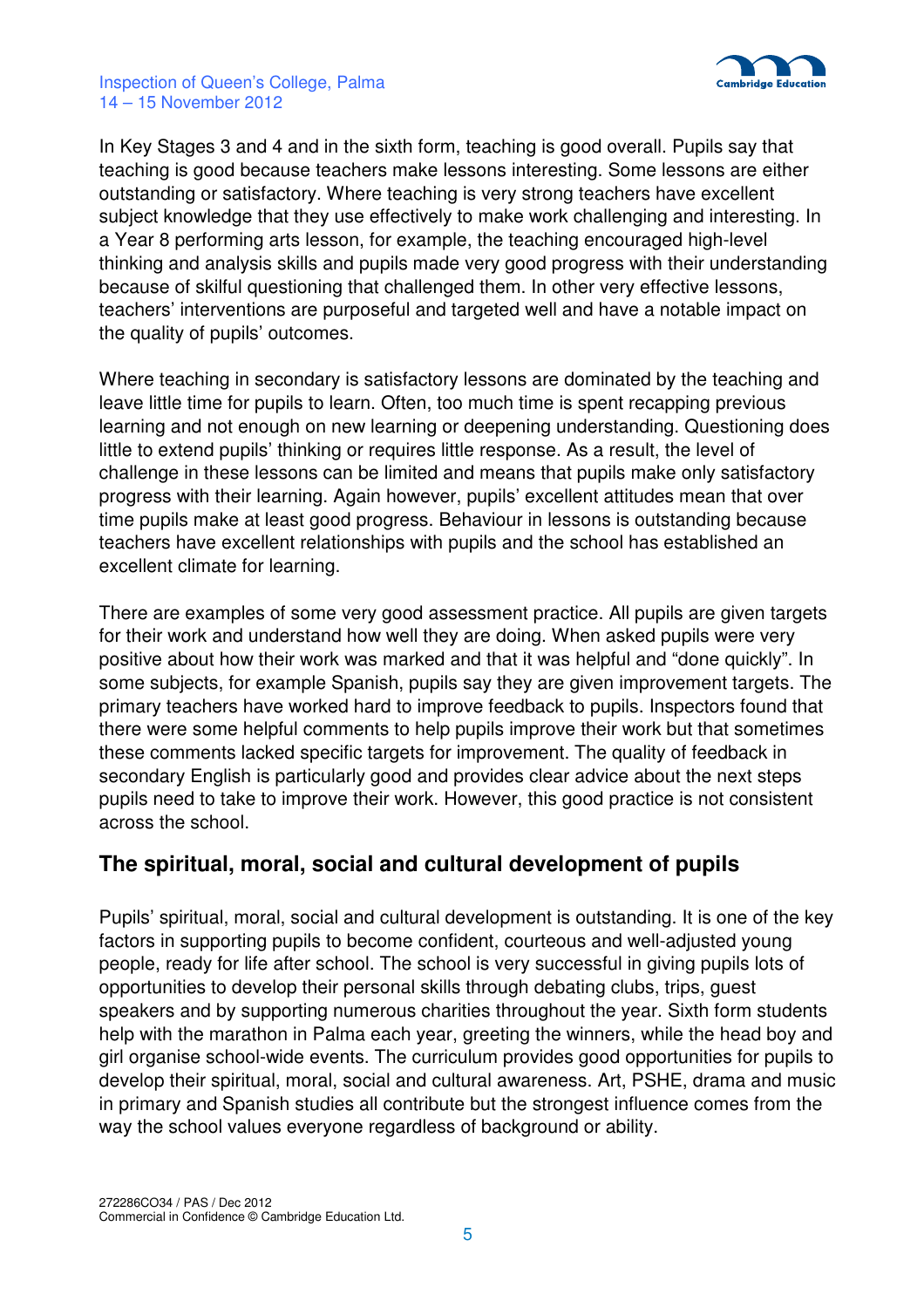In Key Stages 3 and 4 and in the sixth form, teaching is good overall. Pupils say that teaching is good because teachers make lessons interesting. Some lessons are either outstanding or satisfactory. Where teaching is very strong teachers have excellent subject knowledge that they use effectively to make work challenging and interesting. In a Year 8 performing arts lesson, for example, the teaching encouraged high-level thinking and analysis skills and pupils made very good progress with their understanding because of skilful questioning that challenged them. In other very effective lessons, teachers' interventions are purposeful and targeted well and have a notable impact on the quality of pupils' outcomes.

Where teaching in secondary is satisfactory lessons are dominated by the teaching and leave little time for pupils to learn. Often, too much time is spent recapping previous learning and not enough on new learning or deepening understanding. Questioning does little to extend pupils' thinking or requires little response. As a result, the level of challenge in these lessons can be limited and means that pupils make only satisfactory progress with their learning. Again however, pupils' excellent attitudes mean that over time pupils make at least good progress. Behaviour in lessons is outstanding because teachers have excellent relationships with pupils and the school has established an excellent climate for learning.

There are examples of some very good assessment practice. All pupils are given targets for their work and understand how well they are doing. When asked pupils were very positive about how their work was marked and that it was helpful and "done quickly". In some subjects, for example Spanish, pupils say they are given improvement targets. The primary teachers have worked hard to improve feedback to pupils. Inspectors found that there were some helpful comments to help pupils improve their work but that sometimes these comments lacked specific targets for improvement. The quality of feedback in secondary English is particularly good and provides clear advice about the next steps pupils need to take to improve their work. However, this good practice is not consistent across the school.

## The spiritual, moral, social and cultural development of pupils

Pupils' spiritual, moral, social and cultural development is outstanding. It is one of the key factors in supporting pupils to become confident, courteous and well-adjusted young people, ready for life after school. The school is very successful in giving pupils lots of opportunities to develop their personal skills through debating clubs, trips, guest speakers and by supporting numerous charities throughout the year. Sixth form students help with the marathon in Palma each year, greeting the winners, while the head boy and girl organise school-wide events. The curriculum provides good opportunities for pupils to develop their spiritual, moral, social and cultural awareness. Art, PSHE, drama and music in primary and Spanish studies all contribute but the strongest influence comes from the way the school values everyone regardless of background or ability.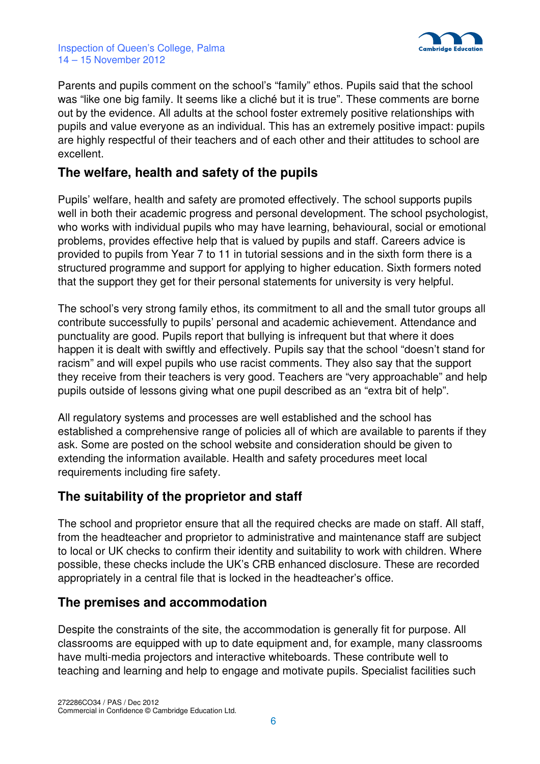Parents and pupils comment on the school's "family" ethos. Pupils said that the school was "like one big family. It seems like a cliché but it is true". These comments are borne out by the evidence. All adults at the school foster extremely positive relationships with pupils and value everyone as an individual. This has an extremely positive impact: pupils are highly respectful of their teachers and of each other and their attitudes to school are excellent.

## The welfare, health and safety of the pupils

Pupils' welfare, health and safety are promoted effectively. The school supports pupils well in both their academic progress and personal development. The school psychologist, who works with individual pupils who may have learning, behavioural, social or emotional problems, provides effective help that is valued by pupils and staff. Careers advice is provided to pupils from Year 7 to 11 in tutorial sessions and in the sixth form there is a structured programme and support for applying to higher education. Sixth formers noted that the support they get for their personal statements for university is very helpful.

The school's very strong family ethos, its commitment to all and the small tutor groups all contribute successfully to pupils' personal and academic achievement. Attendance and punctuality are good. Pupils report that bullying is infrequent but that where it does happen it is dealt with swiftly and effectively. Pupils say that the school "doesn't stand for racism" and will expel pupils who use racist comments. They also say that the support they receive from their teachers is very good. Teachers are "very approachable" and help pupils outside of lessons giving what one pupil described as an "extra bit of help".

All regulatory systems and processes are well established and the school has established a comprehensive range of policies all of which are available to parents if they ask. Some are posted on the school website and consideration should be given to extending the information available. Health and safety procedures meet local requirements including fire safety.

## The suitability of the proprietor and staff

The school and proprietor ensure that all the required checks are made on staff. All staff, from the headteacher and proprietor to administrative and maintenance staff are subject to local or UK checks to confirm their identity and suitability to work with children. Where possible, these checks include the UK's CRB enhanced disclosure. These are recorded appropriately in a central file that is locked in the headteacher's office.

## The premises and accommodation

Despite the constraints of the site, the accommodation is generally fit for purpose. All classrooms are equipped with up to date equipment and, for example, many classrooms have multi-media projectors and interactive whiteboards. These contribute well to teaching and learning and help to engage and motivate pupils. Specialist facilities such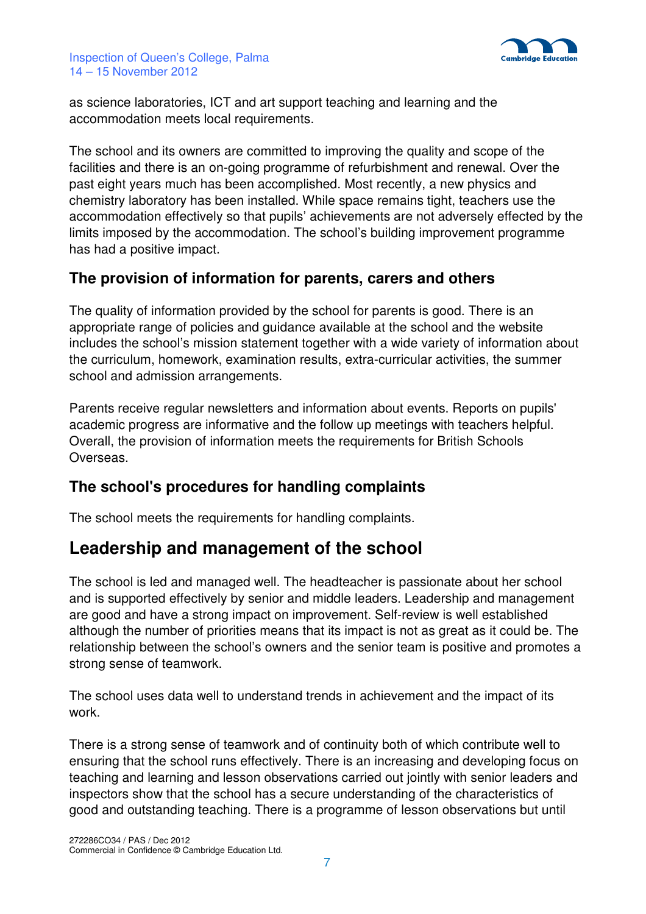as science laboratories, ICT and art support teaching and learning and the accommodation meets local requirements.

The school and its owners are committed to improving the quality and scope of the facilities and there is an on-going programme of refurbishment and renewal. Over the past eight years much has been accomplished. Most recently, a new physics and chemistry laboratory has been installed. While space remains tight, teachers use the accommodation effectively so that pupils' achievements are not adversely effected by the limits imposed by the accommodation. The school's building improvement programme has had a positive impact.

### The provision of information for parents, carers and others

The quality of information provided by the school for parents is good. There is an appropriate range of policies and guidance available at the school and the website includes the school's mission statement together with a wide variety of information about the curriculum, homework, examination results, extra-curricular activities, the summer school and admission arrangements.

Parents receive regular newsletters and information about events. Reports on pupils' academic progress are informative and the follow up meetings with teachers helpful. Overall, the provision of information meets the requirements for British Schools Overseas.

### The school's procedures for handling complaints

The school meets the requirements for handling complaints.

## Leadership and management of the school

The school is led and managed well. The headteacher is passionate about her school and is supported effectively by senior and middle leaders. Leadership and management are good and have a strong impact on improvement. Self-review is well established although the number of priorities means that its impact is not as great as it could be. The relationship between the school's owners and the senior team is positive and promotes a strong sense of teamwork.

The school uses data well to understand trends in achievement and the impact of its work.

There is a strong sense of teamwork and of continuity both of which contribute well to ensuring that the school runs effectively. There is an increasing and developing focus on teaching and learning and lesson observations carried out jointly with senior leaders and inspectors show that the school has a secure understanding of the characteristics of good and outstanding teaching. There is a programme of lesson observations but until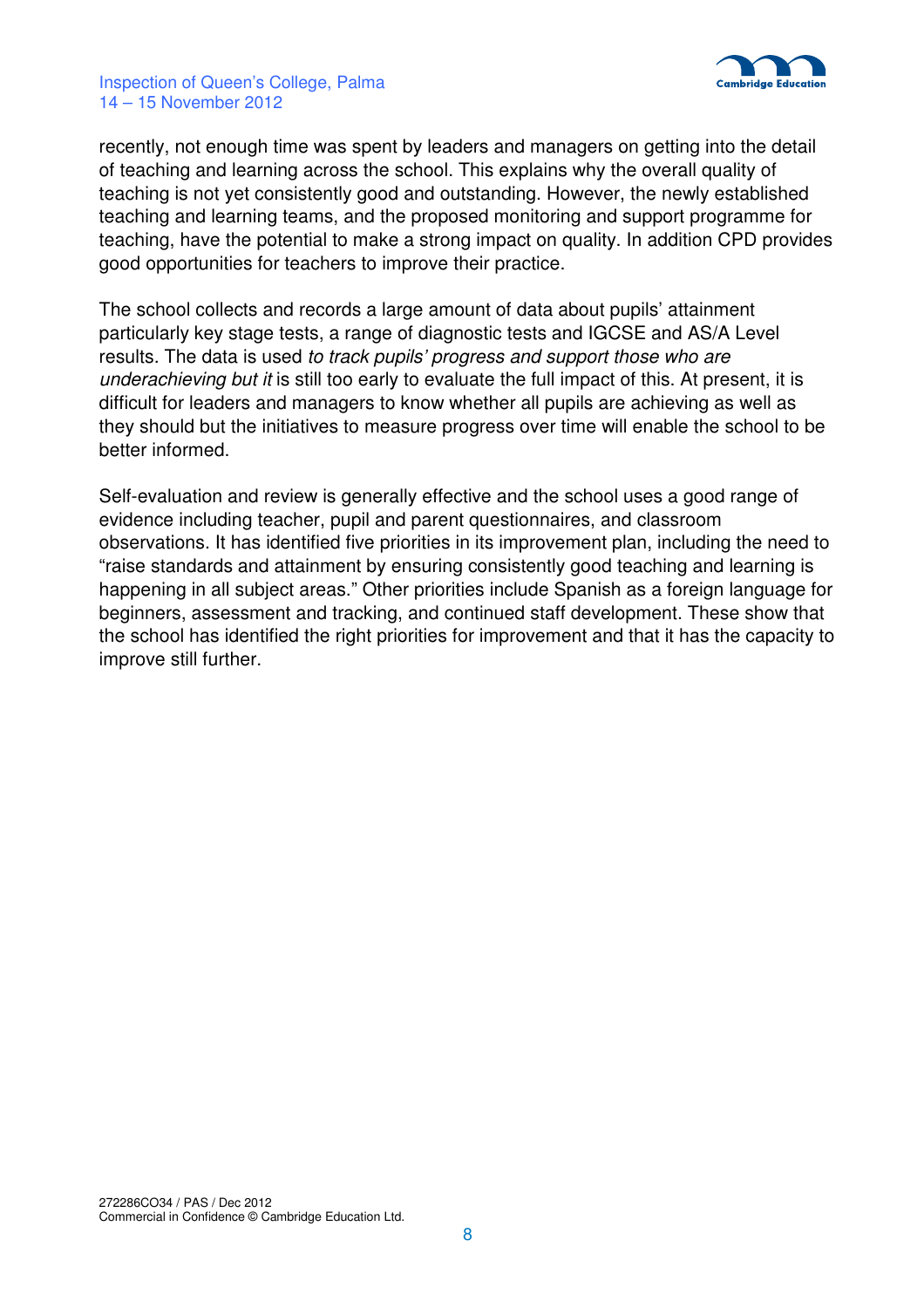recently, not enough time was spent by leaders and managers on getting into the detail of teaching and learning across the school. This explains why the overall quality of teaching is not yet consistently good and outstanding. However, the newly established teaching and learning teams, and the proposed monitoring and support programme for teaching, have the potential to make a strong impact on quality. In addition CPD provides good opportunities for teachers to improve their practice.

The school collects and records a large amount of data about pupils' attainment particularly key stage tests, a range of diagnostic tests and IGCSE and AS/A Level results. The data is used *to track pupils' progress and support those who are underachieving but it* is still too early to evaluate the full impact of this. At present, it is difficult for leaders and managers to know whether all pupils are achieving as well as they should but the initiatives to measure progress over time will enable the school to be better informed.

Self-evaluation and review is generally effective and the school uses a good range of evidence including teacher, pupil and parent questionnaires, and classroom observations. It has identified five priorities in its improvement plan, including the need to "raise standards and attainment by ensuring consistently good teaching and learning is happening in all subject areas." Other priorities include Spanish as a foreign language for beginners, assessment and tracking, and continued staff development. These show that the school has identified the right priorities for improvement and that it has the capacity to improve still further.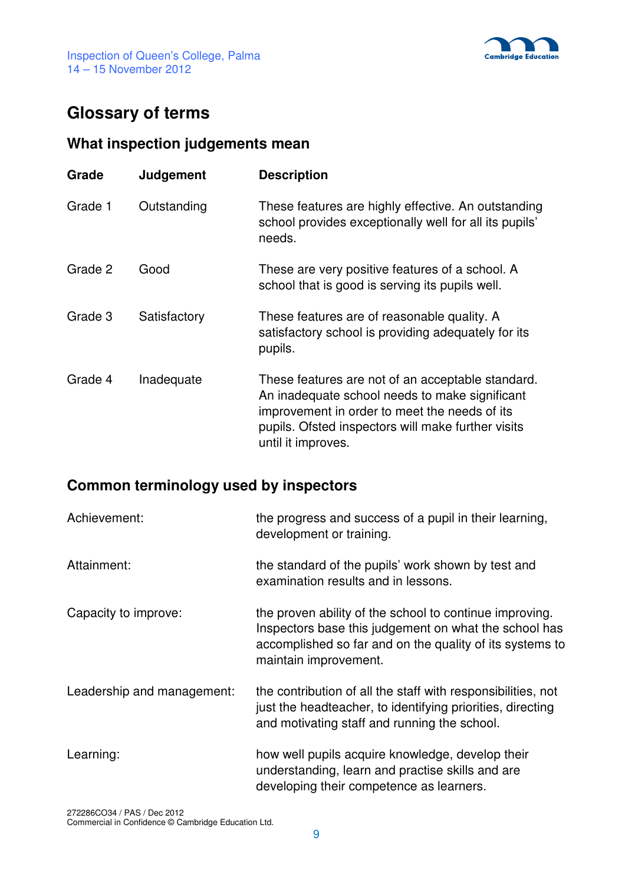# Glossary of terms

## What inspection judgements mean

| Grade | Judgement | Description |
|---|---|---|
| Grade 1 | Outstanding | These features are highly effective. An outstanding school provides exceptionally well for all its pupils' needs. |
| Grade 2 | Good | These are very positive features of a school. A school that is good is serving its pupils well. |
| Grade 3 | Satisfactory | These features are of reasonable quality. A satisfactory school is providing adequately for its pupils. |
| Grade 4 | Inadequate | These features are not of an acceptable standard. An inadequate school needs to make significant improvement in order to meet the needs of its pupils. Ofsted inspectors will make further visits until it improves. |

## Common terminology used by inspectors

| | |
|---|---|
| Achievement: | the progress and success of a pupil in their learning, development or training. |
| Attainment: | the standard of the pupils' work shown by test and examination results and in lessons. |
| Capacity to improve: | the proven ability of the school to continue improving. Inspectors base this judgement on what the school has accomplished so far and on the quality of its systems to maintain improvement. |
| Leadership and management: | the contribution of all the staff with responsibilities, not just the headteacher, to identifying priorities, directing and motivating staff and running the school. |
| Learning: | how well pupils acquire knowledge, develop their understanding, learn and practise skills and are developing their competence as learners. |

272286CO34 / PAS / Dec 2012
Commercial in Confidence © Cambridge Education Ltd.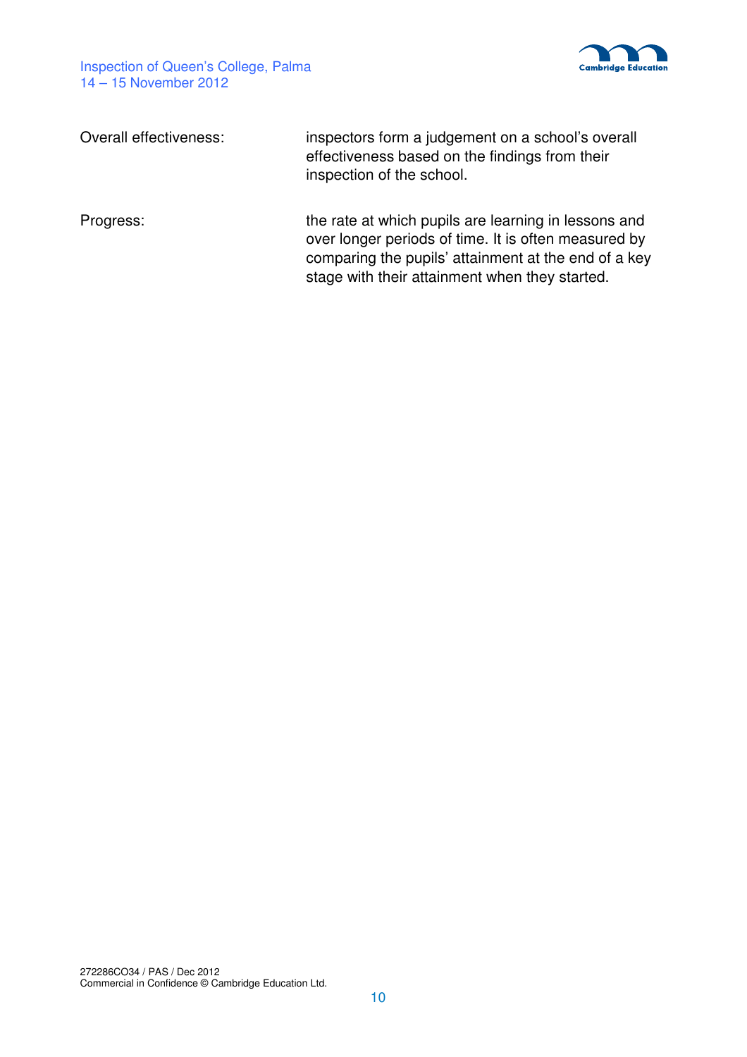| | |
|---|---|
| Overall effectiveness: | inspectors form a judgement on a school's overall effectiveness based on the findings from their inspection of the school. |
| Progress: | the rate at which pupils are learning in lessons and over longer periods of time. It is often measured by comparing the pupils' attainment at the end of a key stage with their attainment when they started. |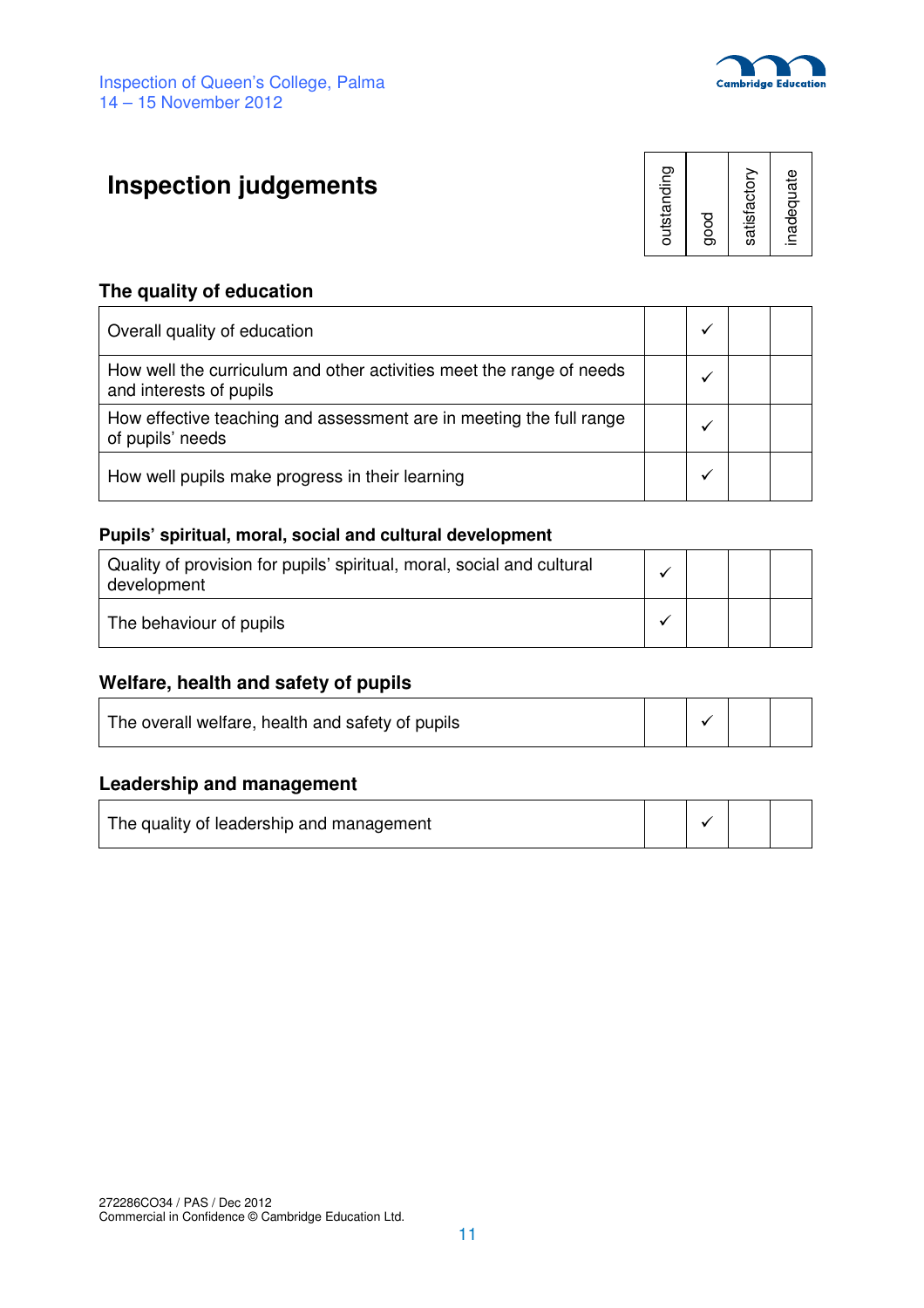# Inspection judgements

| | outstanding | good | satisfactory | inadequate |
|---|---|---|---|---|

## The quality of education

| | outstanding | good | satisfactory | inadequate |
|---|---|---|---|---|
| Overall quality of education | | ✓ | | |
| How well the curriculum and other activities meet the range of needs and interests of pupils | | ✓ | | |
| How effective teaching and assessment are in meeting the full range of pupils' needs | | ✓ | | |
| How well pupils make progress in their learning | | ✓ | | |

## Pupils' spiritual, moral, social and cultural development

| | outstanding | good | satisfactory | inadequate |
|---|---|---|---|---|
| Quality of provision for pupils' spiritual, moral, social and cultural development | ✓ | | | |
| The behaviour of pupils | ✓ | | | |

## Welfare, health and safety of pupils

| | outstanding | good | satisfactory | inadequate |
|---|---|---|---|---|
| The overall welfare, health and safety of pupils | | ✓ | | |

## Leadership and management

| | outstanding | good | satisfactory | inadequate |
|---|---|---|---|---|
| The quality of leadership and management | | ✓ | | |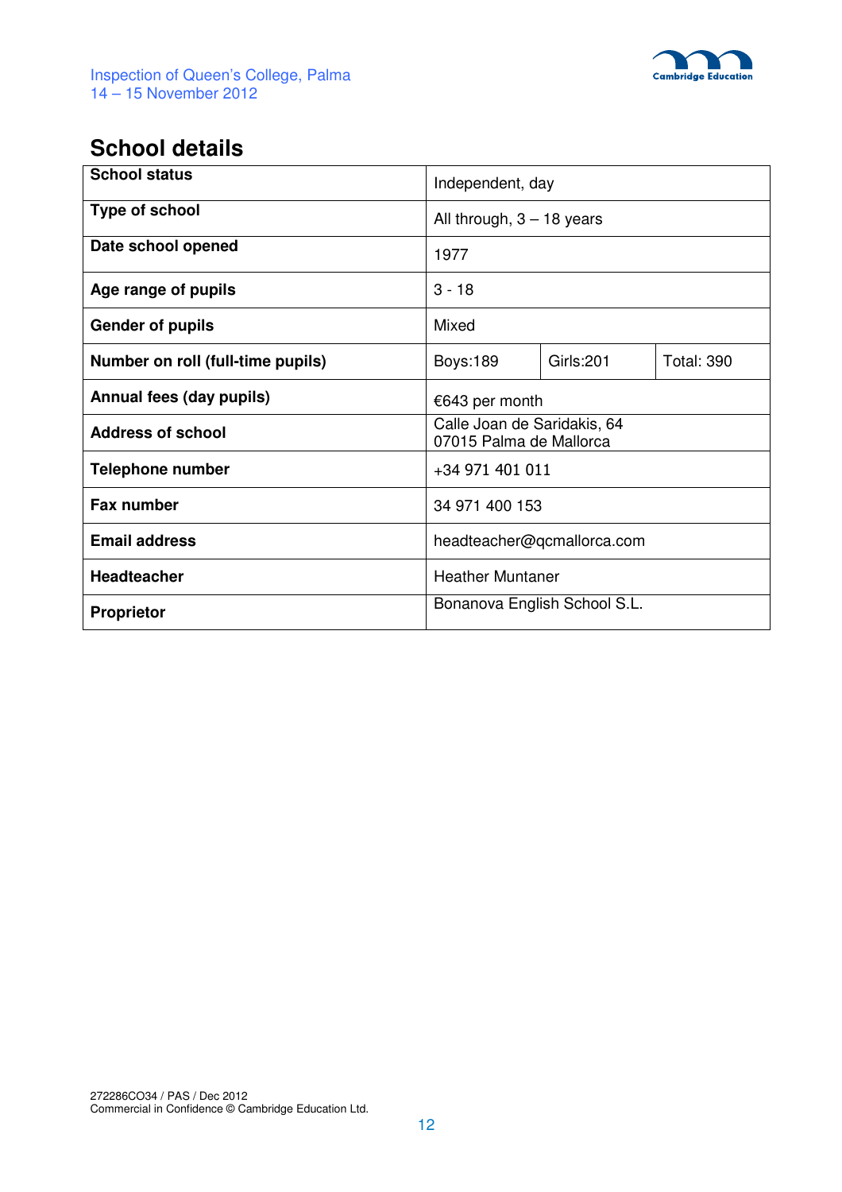## School details

| | | | |
|---|---|---|---|
| **School status** | Independent, day | | |
| **Type of school** | All through, 3 – 18 years | | |
| **Date school opened** | 1977 | | |
| **Age range of pupils** | 3 - 18 | | |
| **Gender of pupils** | Mixed | | |
| **Number on roll (full-time pupils)** | Boys:189 | Girls:201 | Total: 390 |
| **Annual fees (day pupils)** | €643 per month | | |
| **Address of school** | Calle Joan de Saridakis, 64<br>07015 Palma de Mallorca | | |
| **Telephone number** | +34 971 401 011 | | |
| **Fax number** | 34 971 400 153 | | |
| **Email address** | headteacher@qcmallorca.com | | |
| **Headteacher** | Heather Muntaner | | |
| **Proprietor** | Bonanova English School S.L. | | |

272286CO34 / PAS / Dec 2012
Commercial in Confidence © Cambridge Education Ltd.